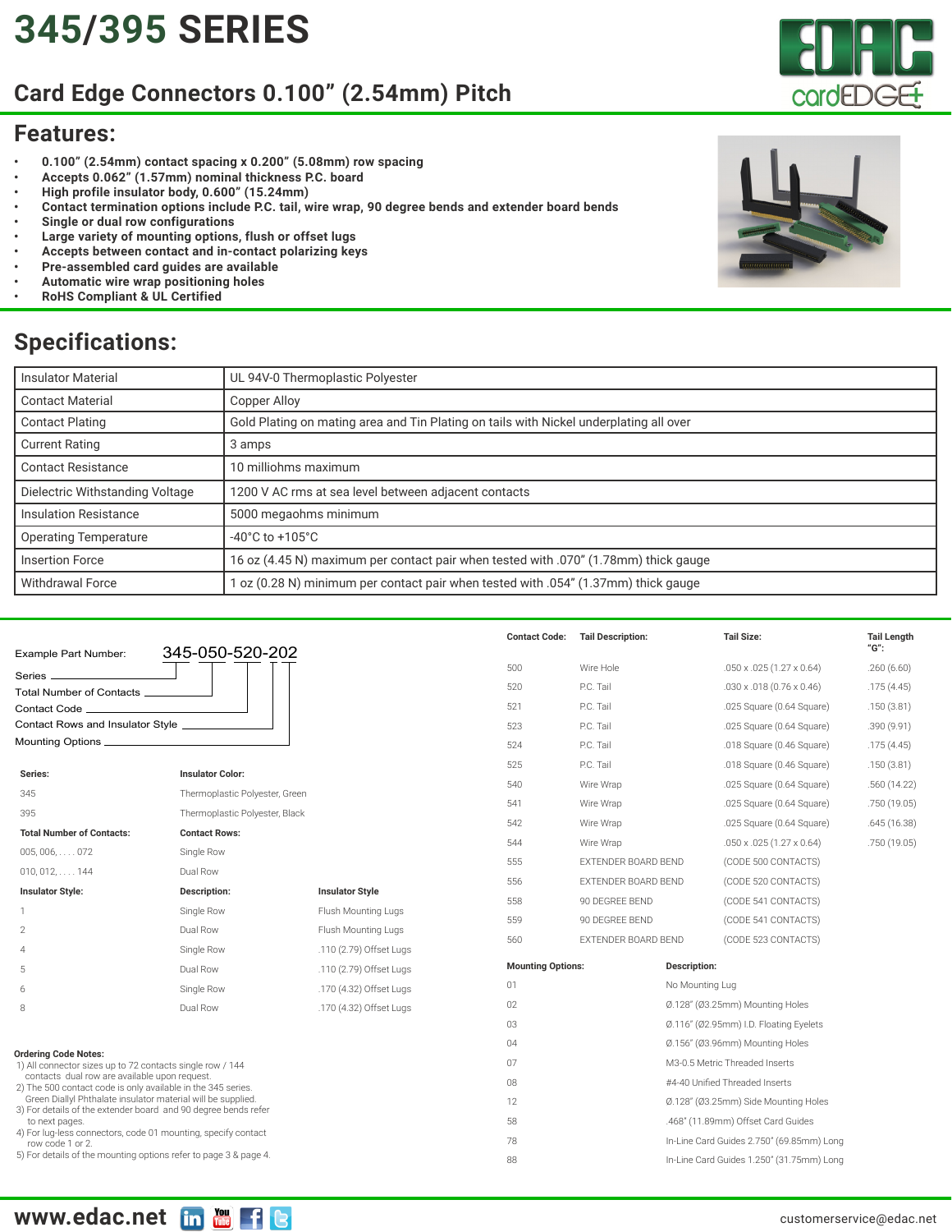# 345/395 SERIES

## Card Edge Connectors 0.100" (2.54mm) Pitch

## Features:

- **0.100" (2.54mm) contact spacing x 0.200" (5.08mm) row spacing**
- **Accepts 0.062" (1.57mm) nominal thickness P.C. board**
- **High profile insulator body, 0.600" (15.24mm)**
- **Contact termination options include P.C. tail, wire wrap, 90 degree bends and extender board bends**
- **Single or dual row configurations**
- **Large variety of mounting options, flush or offset lugs**
- **Accepts between contact and in-contact polarizing keys**
- **Pre-assembled card guides are available**
- **Automatic wire wrap positioning holes**
- **RoHS Compliant & UL Certified**

## Specifications:

| | |
|---|---|
| Insulator Material | UL 94V-0 Thermoplastic Polyester |
| Contact Material | Copper Alloy |
| Contact Plating | Gold Plating on mating area and Tin Plating on tails with Nickel underplating all over |
| Current Rating | 3 amps |
| Contact Resistance | 10 milliohms maximum |
| Dielectric Withstanding Voltage | 1200 V AC rms at sea level between adjacent contacts |
| Insulation Resistance | 5000 megaohms minimum |
| Operating Temperature | -40°C to +105°C |
| Insertion Force | 16 oz (4.45 N) maximum per contact pair when tested with .070" (1.78mm) thick gauge |
| Withdrawal Force | 1 oz (0.28 N) minimum per contact pair when tested with .054" (1.37mm) thick gauge |

Example Part Number: 345-050-520-202

- Series
- Total Number of Contacts
- Contact Code
- Contact Rows and Insulator Style
- Mounting Options

| Series: | Insulator Color: |
|---|---|
| 345 | Thermoplastic Polyester, Green |
| 395 | Thermoplastic Polyester, Black |

| Total Number of Contacts: | Contact Rows: |
|---|---|
| 005, 006, . . . . 072 | Single Row |
| 010, 012, . . . . 144 | Dual Row |

| Insulator Style: | Description: | Insulator Style |
|---|---|---|
| 1 | Single Row | Flush Mounting Lugs |
| 2 | Dual Row | Flush Mounting Lugs |
| 4 | Single Row | .110 (2.79) Offset Lugs |
| 5 | Dual Row | .110 (2.79) Offset Lugs |
| 6 | Single Row | .170 (4.32) Offset Lugs |
| 8 | Dual Row | .170 (4.32) Offset Lugs |

**Ordering Code Notes:**

1) All connector sizes up to 72 contacts single row / 144 contacts dual row are available upon request.
2) The 500 contact code is only available in the 345 series. Green Diallyl Phthalate insulator material will be supplied.
3) For details of the extender board and 90 degree bends refer to next pages.
4) For lug-less connectors, code 01 mounting, specify contact row code 1 or 2.
5) For details of the mounting options refer to page 3 & page 4.

| Contact Code: | Tail Description: | Tail Size: | Tail Length "G": |
|---|---|---|---|
| 500 | Wire Hole | .050 x .025 (1.27 x 0.64) | .260 (6.60) |
| 520 | P.C. Tail | .030 x .018 (0.76 x 0.46) | .175 (4.45) |
| 521 | P.C. Tail | .025 Square (0.64 Square) | .150 (3.81) |
| 523 | P.C. Tail | .025 Square (0.64 Square) | .390 (9.91) |
| 524 | P.C. Tail | .018 Square (0.46 Square) | .175 (4.45) |
| 525 | P.C. Tail | .018 Square (0.46 Square) | .150 (3.81) |
| 540 | Wire Wrap | .025 Square (0.64 Square) | .560 (14.22) |
| 541 | Wire Wrap | .025 Square (0.64 Square) | .750 (19.05) |
| 542 | Wire Wrap | .025 Square (0.64 Square) | .645 (16.38) |
| 544 | Wire Wrap | .050 x .025 (1.27 x 0.64) | .750 (19.05) |
| 555 | EXTENDER BOARD BEND | (CODE 500 CONTACTS) | |
| 556 | EXTENDER BOARD BEND | (CODE 520 CONTACTS) | |
| 558 | 90 DEGREE BEND | (CODE 541 CONTACTS) | |
| 559 | 90 DEGREE BEND | (CODE 541 CONTACTS) | |
| 560 | EXTENDER BOARD BEND | (CODE 523 CONTACTS) | |

| Mounting Options: | Description: |
|---|---|
| 01 | No Mounting Lug |
| 02 | Ø.128" (Ø3.25mm) Mounting Holes |
| 03 | Ø.116" (Ø2.95mm) I.D. Floating Eyelets |
| 04 | Ø.156" (Ø3.96mm) Mounting Holes |
| 07 | M3-0.5 Metric Threaded Inserts |
| 08 | #4-40 Unified Threaded Inserts |
| 12 | Ø.128" (Ø3.25mm) Side Mounting Holes |
| 58 | .468" (11.89mm) Offset Card Guides |
| 78 | In-Line Card Guides 2.750" (69.85mm) Long |
| 88 | In-Line Card Guides 1.250" (31.75mm) Long |

www.edac.net customerservice@edac.net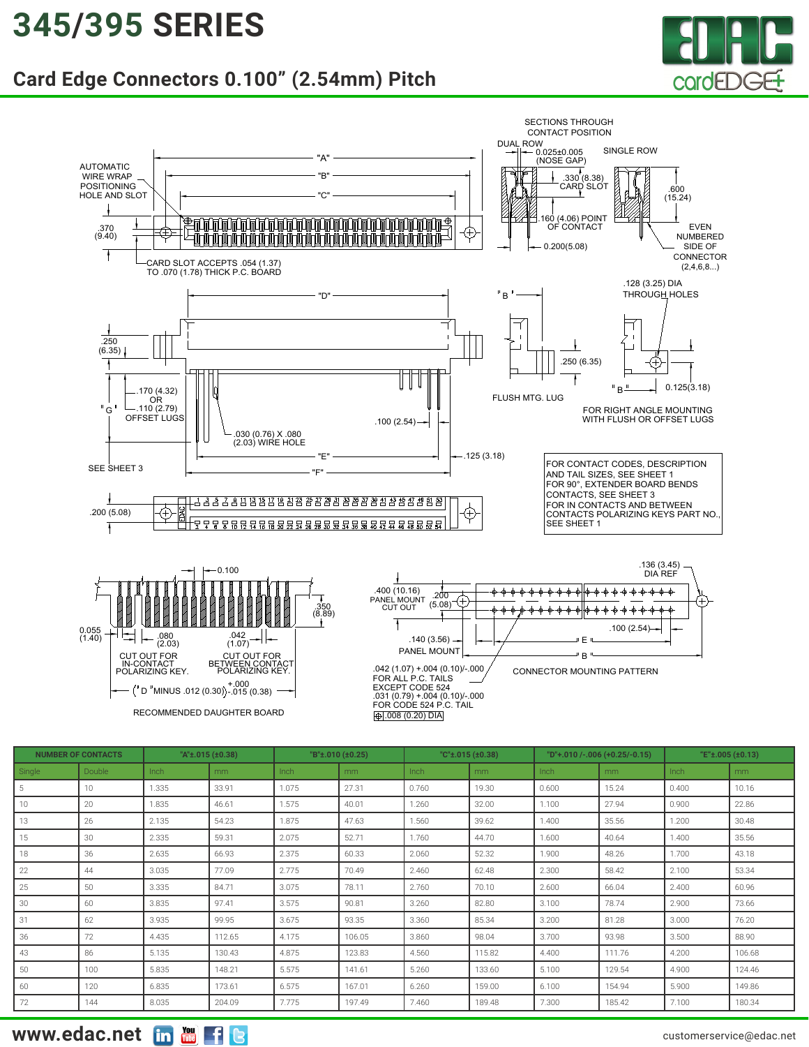# 345/395 SERIES

## Card Edge Connectors 0.100” (2.54mm) Pitch

AUTOMATIC WIRE WRAP POSITIONING HOLE AND SLOT

"A"

"B"

"C"

.370 (9.40)

CARD SLOT ACCEPTS .054 (1.37) TO .070 (1.78) THICK P.C. BOARD

SECTIONS THROUGH CONTACT POSITION

DUAL ROW

0.025±0.005 (NOSE GAP)

.330 (8.38) CARD SLOT

.160 (4.06) POINT OF CONTACT

0.200(5.08)

SINGLE ROW

.600 (15.24)

EVEN NUMBERED SIDE OF CONNECTOR (2,4,6,8...)

"D"

.250 (6.35)

.170 (4.32) OR .110 (2.79) OFFSET LUGS

"G"

.030 (0.76) X .080 (2.03) WIRE HOLE

.100 (2.54)

"E"

.125 (3.18)

"F"

SEE SHEET 3

"B"

.250 (6.35)

FLUSH MTG. LUG

.128 (3.25) DIA THROUGH HOLES

"B"

0.125(3.18)

FOR RIGHT ANGLE MOUNTING WITH FLUSH OR OFFSET LUGS

FOR CONTACT CODES, DESCRIPTION AND TAIL SIZES, SEE SHEET 1
FOR 90°, EXTENDER BOARD BENDS CONTACTS, SEE SHEET 3
FOR IN CONTACTS AND BETWEEN CONTACTS POLARIZING KEYS PART NO., SEE SHEET 1

.200 (5.08)

0.100

.350 (8.89)

0.055 (1.40)

.080 (2.03)

.042 (1.07)

CUT OUT FOR IN-CONTACT POLARIZING KEY.

CUT OUT FOR BETWEEN CONTACT POLARIZING KEY.

"D" MINUS .012 (0.30) +.000/-.015 (0.38)

RECOMMENDED DAUGHTER BOARD

.136 (3.45) DIA REF

.400 (10.16) PANEL MOUNT CUT OUT

.200 (5.08)

.100 (2.54)

.140 (3.56) PANEL MOUNT

"E"

"B"

.042 (1.07) +.004 (0.10)/-.000 FOR ALL P.C. TAILS EXCEPT CODE 524
.031 (0.79) +.004 (0.10)/-.000 FOR CODE 524 P.C. TAIL
⊕ .008 (0.20) DIA

CONNECTOR MOUNTING PATTERN

| NUMBER OF CONTACTS | | "A"±.015 (±0.38) | | "B"±.010 (±0.25) | | "C"±.015 (±0.38) | | "D"+.010 /-.006 (+0.25/-0.15) | | "E"±.005 (±0.13) | |
|---|---|---|---|---|---|---|---|---|---|---|---|
| Single | Double | Inch | mm | Inch | mm | Inch | mm | Inch | mm | Inch | mm |
| 5 | 10 | 1.335 | 33.91 | 1.075 | 27.31 | 0.760 | 19.30 | 0.600 | 15.24 | 0.400 | 10.16 |
| 10 | 20 | 1.835 | 46.61 | 1.575 | 40.01 | 1.260 | 32.00 | 1.100 | 27.94 | 0.900 | 22.86 |
| 13 | 26 | 2.135 | 54.23 | 1.875 | 47.63 | 1.560 | 39.62 | 1.400 | 35.56 | 1.200 | 30.48 |
| 15 | 30 | 2.335 | 59.31 | 2.075 | 52.71 | 1.760 | 44.70 | 1.600 | 40.64 | 1.400 | 35.56 |
| 18 | 36 | 2.635 | 66.93 | 2.375 | 60.33 | 2.060 | 52.32 | 1.900 | 48.26 | 1.700 | 43.18 |
| 22 | 44 | 3.035 | 77.09 | 2.775 | 70.49 | 2.460 | 62.48 | 2.300 | 58.42 | 2.100 | 53.34 |
| 25 | 50 | 3.335 | 84.71 | 3.075 | 78.11 | 2.760 | 70.10 | 2.600 | 66.04 | 2.400 | 60.96 |
| 30 | 60 | 3.835 | 97.41 | 3.575 | 90.81 | 3.260 | 82.80 | 3.100 | 78.74 | 2.900 | 73.66 |
| 31 | 62 | 3.935 | 99.95 | 3.675 | 93.35 | 3.360 | 85.34 | 3.200 | 81.28 | 3.000 | 76.20 |
| 36 | 72 | 4.435 | 112.65 | 4.175 | 106.05 | 3.860 | 98.04 | 3.700 | 93.98 | 3.500 | 88.90 |
| 43 | 86 | 5.135 | 130.43 | 4.875 | 123.83 | 4.560 | 115.82 | 4.400 | 111.76 | 4.200 | 106.68 |
| 50 | 100 | 5.835 | 148.21 | 5.575 | 141.61 | 5.260 | 133.60 | 5.100 | 129.54 | 4.900 | 124.46 |
| 60 | 120 | 6.835 | 173.61 | 6.575 | 167.01 | 6.260 | 159.00 | 6.100 | 154.94 | 5.900 | 149.86 |
| 72 | 144 | 8.035 | 204.09 | 7.775 | 197.49 | 7.460 | 189.48 | 7.300 | 185.42 | 7.100 | 180.34 |

www.edac.net

customerservice@edac.net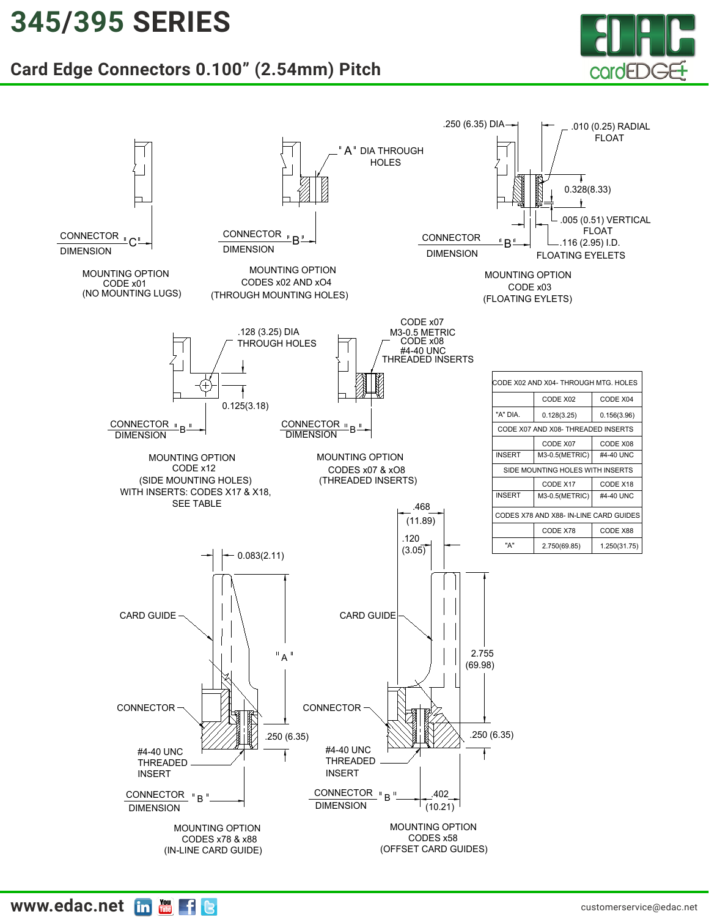# 345/395 SERIES

## Card Edge Connectors 0.100" (2.54mm) Pitch

CONNECTOR "C" DIMENSION

MOUNTING OPTION
CODE x01
(NO MOUNTING LUGS)

"A" DIA THROUGH HOLES

CONNECTOR "B" DIMENSION

MOUNTING OPTION
CODES x02 AND xO4
(THROUGH MOUNTING HOLES)

.250 (6.35) DIA

.010 (0.25) RADIAL FLOAT

0.328(8.33)

.005 (0.51) VERTICAL FLOAT

.116 (2.95) I.D. FLOATING EYELETS

CONNECTOR "B" DIMENSION

MOUNTING OPTION
CODE x03
(FLOATING EYLETS)

.128 (3.25) DIA THROUGH HOLES

0.125(3.18)

CONNECTOR "B" DIMENSION

MOUNTING OPTION
CODE x12
(SIDE MOUNTING HOLES)
WITH INSERTS: CODES X17 & X18,
SEE TABLE

CODE x07
M3-0.5 METRIC
CODE x08
#4-40 UNC
THREADED INSERTS

CONNECTOR "B" DIMENSION

MOUNTING OPTION
CODES x07 & xO8
(THREADED INSERTS)

| CODE X02 AND X04- THROUGH MTG. HOLES | | |
|---|---|---|
| | CODE X02 | CODE X04 |
| "A" DIA. | 0.128(3.25) | 0.156(3.96) |
| CODE X07 AND X08- THREADED INSERTS | | |
| | CODE X07 | CODE X08 |
| INSERT | M3-0.5(METRIC) | #4-40 UNC |
| SIDE MOUNTING HOLES WITH INSERTS | | |
| | CODE X17 | CODE X18 |
| INSERT | M3-0.5(METRIC) | #4-40 UNC |
| CODES X78 AND X88- IN-LINE CARD GUIDES | | |
| | CODE X78 | CODE X88 |
| "A" | 2.750(69.85) | 1.250(31.75) |

0.083(2.11)

CARD GUIDE

"A"

CONNECTOR

.250 (6.35)

#4-40 UNC THREADED INSERT

CONNECTOR "B" DIMENSION

MOUNTING OPTION
CODES x78 & x88
(IN-LINE CARD GUIDE)

.468 (11.89)

.120 (3.05)

CARD GUIDE

2.755 (69.98)

CONNECTOR

.250 (6.35)

#4-40 UNC THREADED INSERT

CONNECTOR "B" DIMENSION

.402 (10.21)

MOUNTING OPTION
CODES x58
(OFFSET CARD GUIDES)

www.edac.net

customerservice@edac.net